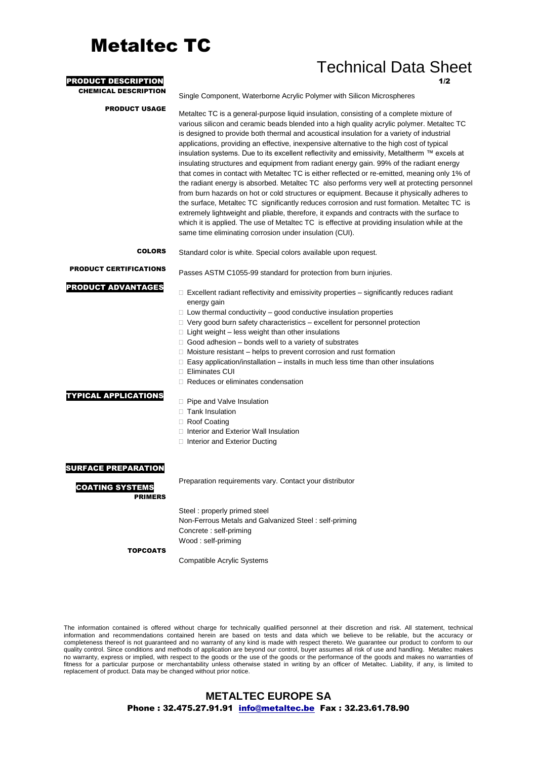# Metaltec TC

## Technical Data Sheet

## PRODUCT DESCRIPTION

**CHEMICAL DESCRIPTION**

Single Component, Waterborne Acrylic Polymer with Silicon Microspheres

**PRODUCT USAGE**

Metaltec TC is a general-purpose liquid insulation, consisting of a complete mixture of various silicon and ceramic beads blended into a high quality acrylic polymer. Metaltec TC is designed to provide both thermal and acoustical insulation for a variety of industrial applications, providing an effective, inexpensive alternative to the high cost of typical insulation systems. Due to its excellent reflectivity and emissivity, Metaltherm ™ excels at insulating structures and equipment from radiant energy gain. 99% of the radiant energy that comes in contact with Metaltec TC is either reflected or re-emitted, meaning only 1% of the radiant energy is absorbed. Metaltec TC also performs very well at protecting personnel from burn hazards on hot or cold structures or equipment. Because it physically adheres to the surface, Metaltec TC significantly reduces corrosion and rust formation. Metaltec TC is extremely lightweight and pliable, therefore, it expands and contracts with the surface to which it is applied. The use of Metaltec TC is effective at providing insulation while at the same time eliminating corrosion under insulation (CUI).

**COLORS**

Standard color is white. Special colors available upon request.

**PRODUCT CERTIFICATIONS**

Passes ASTM C1055-99 standard for protection from burn injuries.

## PRODUCT ADVANTAGES

- Excellent radiant reflectivity and emissivity properties – significantly reduces radiant energy gain
- Low thermal conductivity – good conductive insulation properties
- Very good burn safety characteristics – excellent for personnel protection
- Light weight – less weight than other insulations
- Good adhesion – bonds well to a variety of substrates
- Moisture resistant – helps to prevent corrosion and rust formation
- Easy application/installation – installs in much less time than other insulations
- Eliminates CUI
- Reduces or eliminates condensation

## TYPICAL APPLICATIONS

- Pipe and Valve Insulation
- Tank Insulation
- Roof Coating
- Interior and Exterior Wall Insulation
- Interior and Exterior Ducting

## SURFACE PREPARATION

Preparation requirements vary. Contact your distributor

## COATING SYSTEMS

**PRIMERS**

Steel : properly primed steel
Non-Ferrous Metals and Galvanized Steel : self-priming
Concrete : self-priming
Wood : self-priming

**TOPCOATS**

Compatible Acrylic Systems

The information contained is offered without charge for technically qualified personnel at their discretion and risk. All statement, technical information and recommendations contained herein are based on tests and data which we believe to be reliable, but the accuracy or completeness thereof is not guaranteed and no warranty of any kind is made with respect thereto. We guarantee our product to conform to our quality control. Since conditions and methods of application are beyond our control, buyer assumes all risk of use and handling. Metaltec makes no warranty, express or implied, with respect to the goods or the use of the goods or the performance of the goods and makes no warranties of fitness for a particular purpose or merchantability unless otherwise stated in writing by an officer of Metaltec. Liability, if any, is limited to replacement of product. Data may be changed without prior notice.

**METALTEC EUROPE SA**
**Phone : 32.475.27.91.91 info@metaltec.be Fax : 32.23.61.78.90**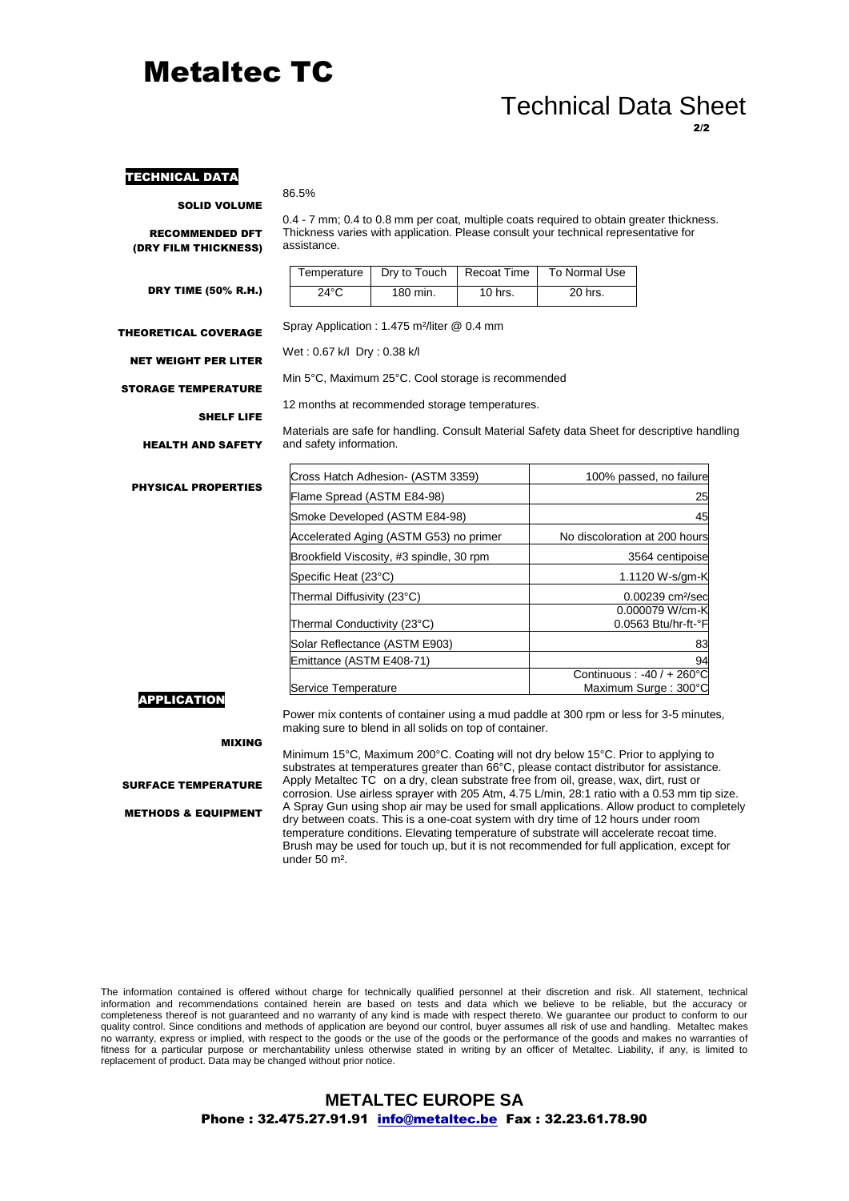# Metaltec TC

## Technical Data Sheet

### TECHNICAL DATA

**SOLID VOLUME**

86.5%

**RECOMMENDED DFT (DRY FILM THICKNESS)**

0.4 - 7 mm; 0.4 to 0.8 mm per coat, multiple coats required to obtain greater thickness. Thickness varies with application. Please consult your technical representative for assistance.

**DRY TIME (50% R.H.)**

| Temperature | Dry to Touch | Recoat Time | To Normal Use |
|---|---|---|---|
| 24°C | 180 min. | 10 hrs. | 20 hrs. |

**THEORETICAL COVERAGE**

Spray Application : 1.475 m²/liter @ 0.4 mm

**NET WEIGHT PER LITER**

Wet : 0.67 k/l Dry : 0.38 k/l

**STORAGE TEMPERATURE**

Min 5°C, Maximum 25°C. Cool storage is recommended

**SHELF LIFE**

12 months at recommended storage temperatures.

**HEALTH AND SAFETY**

Materials are safe for handling. Consult Material Safety data Sheet for descriptive handling and safety information.

**PHYSICAL PROPERTIES**

| | |
|---|---|
| Cross Hatch Adhesion- (ASTM 3359) | 100% passed, no failure |
| Flame Spread (ASTM E84-98) | 25 |
| Smoke Developed (ASTM E84-98) | 45 |
| Accelerated Aging (ASTM G53) no primer | No discoloration at 200 hours |
| Brookfield Viscosity, #3 spindle, 30 rpm | 3564 centipoise |
| Specific Heat (23°C) | 1.1120 W-s/gm-K |
| Thermal Diffusivity (23°C) | 0.00239 cm²/sec |
| Thermal Conductivity (23°C) | 0.000079 W/cm-K<br>0.0563 Btu/hr-ft-°F |
| Solar Reflectance (ASTM E903) | 83 |
| Emittance (ASTM E408-71) | 94 |
| Service Temperature | Continuous : -40 / + 260°C<br>Maximum Surge : 300°C |

### APPLICATION

**MIXING**

Power mix contents of container using a mud paddle at 300 rpm or less for 3-5 minutes, making sure to blend in all solids on top of container.

**SURFACE TEMPERATURE**

Minimum 15°C, Maximum 200°C. Coating will not dry below 15°C. Prior to applying to substrates at temperatures greater than 66°C, please contact distributor for assistance.

**METHODS & EQUIPMENT**

Apply Metaltec TC on a dry, clean substrate free from oil, grease, wax, dirt, rust or corrosion. Use airless sprayer with 205 Atm, 4.75 L/min, 28:1 ratio with a 0.53 mm tip size. A Spray Gun using shop air may be used for small applications. Allow product to completely dry between coats. This is a one-coat system with dry time of 12 hours under room temperature conditions. Elevating temperature of substrate will accelerate recoat time. Brush may be used for touch up, but it is not recommended for full application, except for under 50 m².

The information contained is offered without charge for technically qualified personnel at their discretion and risk. All statement, technical information and recommendations contained herein are based on tests and data which we believe to be reliable, but the accuracy or completeness thereof is not guaranteed and no warranty of any kind is made with respect thereto. We guarantee our product to conform to our quality control. Since conditions and methods of application are beyond our control, buyer assumes all risk of use and handling. Metaltec makes no warranty, express or implied, with respect to the goods or the use of the goods or the performance of the goods and makes no warranties of fitness for a particular purpose or merchantability unless otherwise stated in writing by an officer of Metaltec. Liability, if any, is limited to replacement of product. Data may be changed without prior notice.

**METALTEC EUROPE SA**

**Phone : 32.475.27.91.91 info@metaltec.be Fax : 32.23.61.78.90**